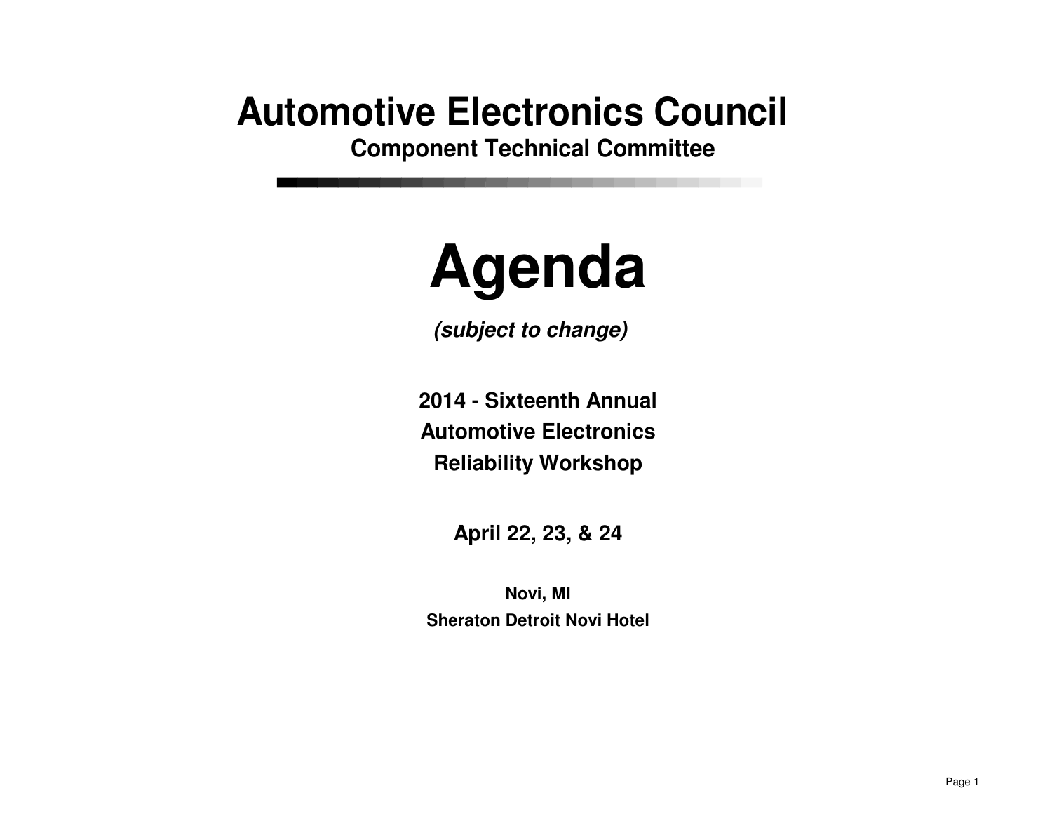# Automotive Electronics Council

## Component Technical Committee

# Agenda

***(subject to change)***

**2014 - Sixteenth Annual**
**Automotive Electronics**
**Reliability Workshop**

**April 22, 23, & 24**

**Novi, MI**
**Sheraton Detroit Novi Hotel**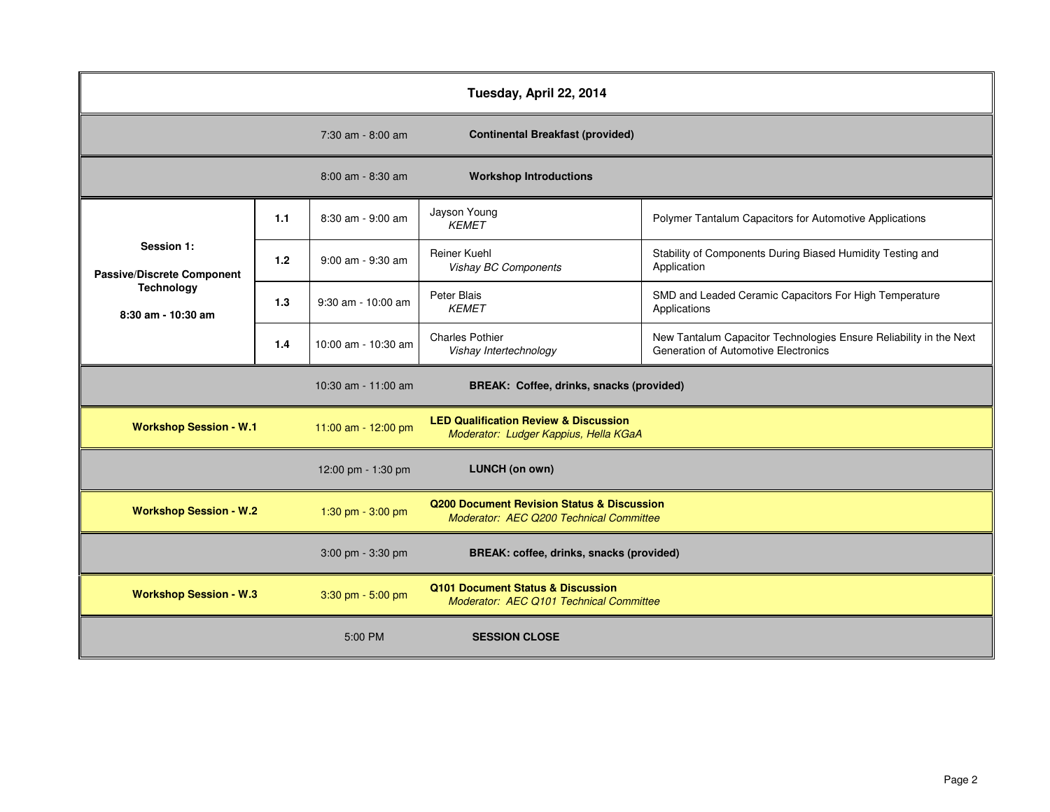## Tuesday, April 22, 2014

| Session | # | Time | Speaker | Title |
|---|---|---|---|---|
| | | 7:30 am - 8:00 am | **Continental Breakfast (provided)** | |
| | | 8:00 am - 8:30 am | **Workshop Introductions** | |
| **Session 1: Passive/Discrete Component Technology 8:30 am - 10:30 am** | **1.1** | 8:30 am - 9:00 am | Jayson Young *KEMET* | Polymer Tantalum Capacitors for Automotive Applications |
| | **1.2** | 9:00 am - 9:30 am | Reiner Kuehl *Vishay BC Components* | Stability of Components During Biased Humidity Testing and Application |
| | **1.3** | 9:30 am - 10:00 am | Peter Blais *KEMET* | SMD and Leaded Ceramic Capacitors For High Temperature Applications |
| | **1.4** | 10:00 am - 10:30 am | Charles Pothier *Vishay Intertechnology* | New Tantalum Capacitor Technologies Ensure Reliability in the Next Generation of Automotive Electronics |
| | | 10:30 am - 11:00 am | **BREAK: Coffee, drinks, snacks (provided)** | |
| **Workshop Session - W.1** | | 11:00 am - 12:00 pm | **LED Qualification Review & Discussion** *Moderator: Ludger Kappius, Hella KGaA* | |
| | | 12:00 pm - 1:30 pm | **LUNCH (on own)** | |
| **Workshop Session - W.2** | | 1:30 pm - 3:00 pm | **Q200 Document Revision Status & Discussion** *Moderator: AEC Q200 Technical Committee* | |
| | | 3:00 pm - 3:30 pm | **BREAK: coffee, drinks, snacks (provided)** | |
| **Workshop Session - W.3** | | 3:30 pm - 5:00 pm | **Q101 Document Status & Discussion** *Moderator: AEC Q101 Technical Committee* | |
| | | 5:00 PM | **SESSION CLOSE** | |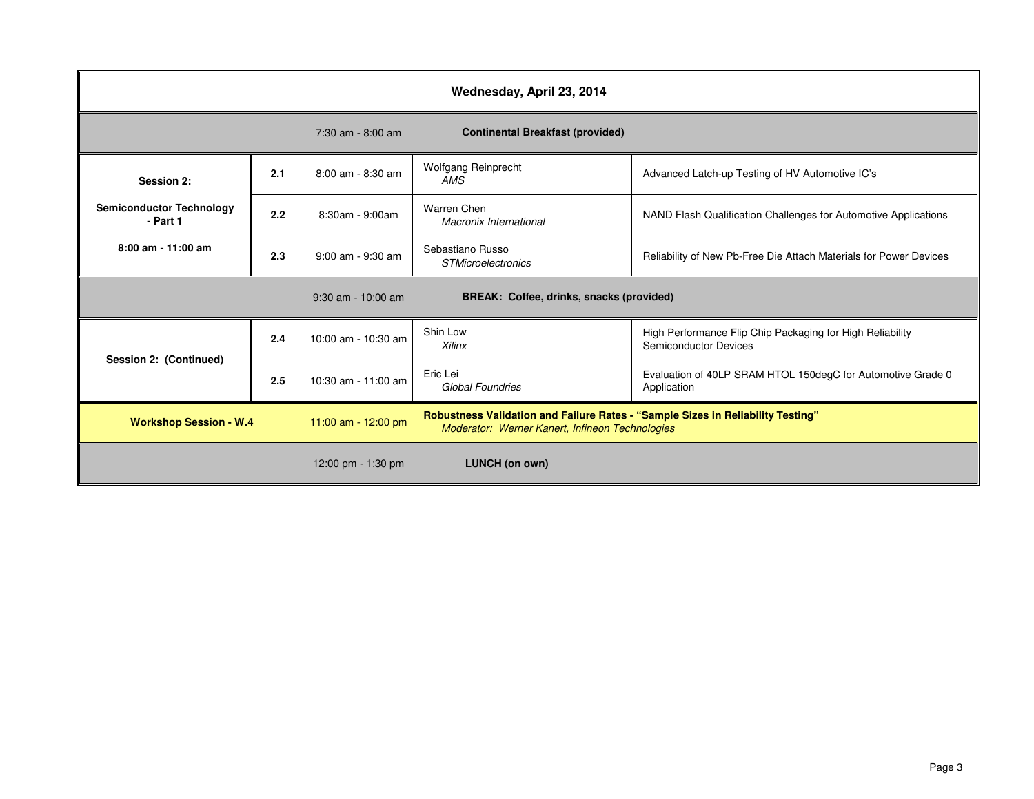| Wednesday, April 23, 2014 | | | | |
|---|---|---|---|---|
| | | 7:30 am - 8:00 am | **Continental Breakfast (provided)** | |
| **Session 2: Semiconductor Technology - Part 1** **8:00 am - 11:00 am** | **2.1** | 8:00 am - 8:30 am | Wolfgang Reinprecht *AMS* | Advanced Latch-up Testing of HV Automotive IC's |
| | **2.2** | 8:30am - 9:00am | Warren Chen *Macronix International* | NAND Flash Qualification Challenges for Automotive Applications |
| | **2.3** | 9:00 am - 9:30 am | Sebastiano Russo *STMicroelectronics* | Reliability of New Pb-Free Die Attach Materials for Power Devices |
| | | 9:30 am - 10:00 am | **BREAK: Coffee, drinks, snacks (provided)** | |
| **Session 2: (Continued)** | **2.4** | 10:00 am - 10:30 am | Shin Low *Xilinx* | High Performance Flip Chip Packaging for High Reliability Semiconductor Devices |
| | **2.5** | 10:30 am - 11:00 am | Eric Lei *Global Foundries* | Evaluation of 40LP SRAM HTOL 150degC for Automotive Grade 0 Application |
| **Workshop Session - W.4** | | 11:00 am - 12:00 pm | **Robustness Validation and Failure Rates - "Sample Sizes in Reliability Testing"** *Moderator: Werner Kanert, Infineon Technologies* | |
| | | 12:00 pm - 1:30 pm | **LUNCH (on own)** | |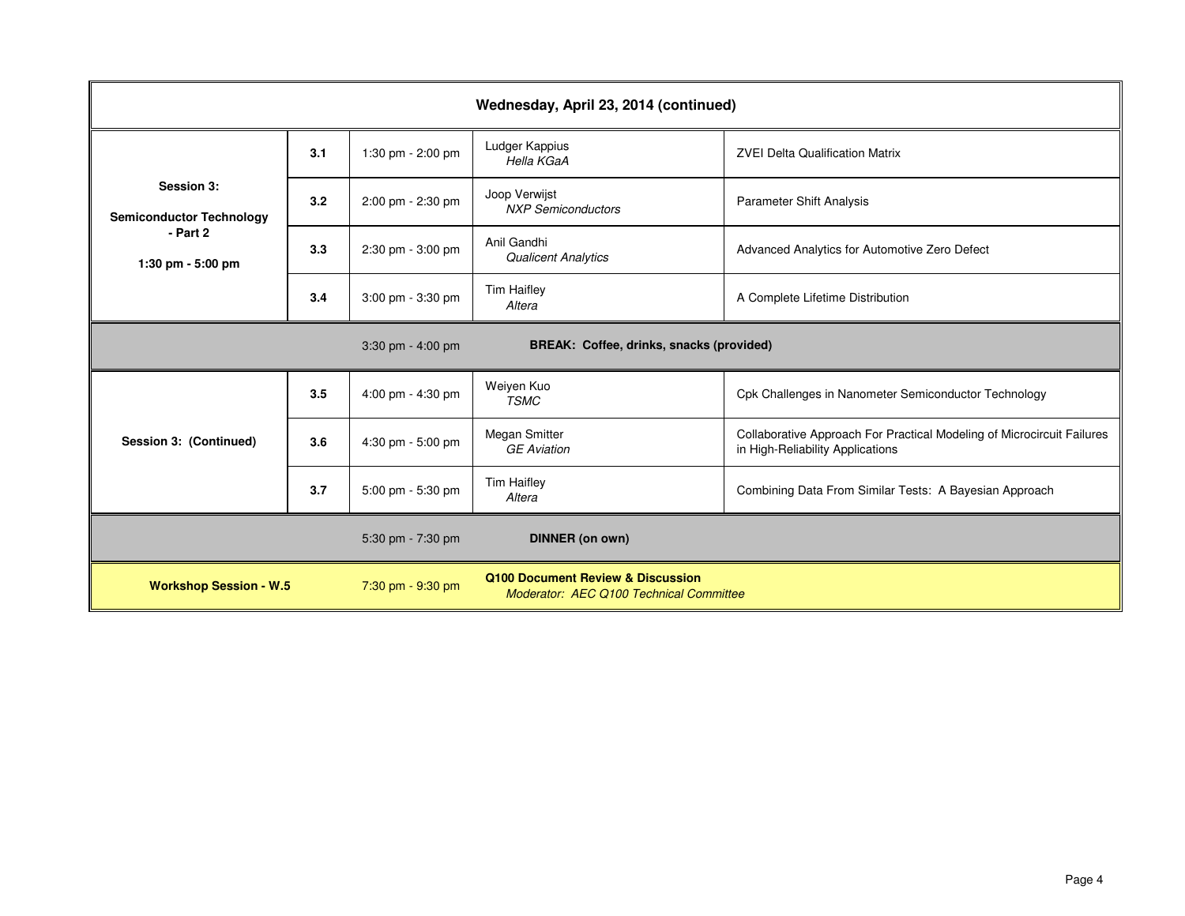## Wednesday, April 23, 2014 (continued)

| Session | # | Time | Speaker | Title |
|---|---|---|---|---|
| **Session 3: Semiconductor Technology - Part 2**<br>**1:30 pm - 5:00 pm** | **3.1** | 1:30 pm - 2:00 pm | Ludger Kappius<br>*Hella KGaA* | ZVEI Delta Qualification Matrix |
| | **3.2** | 2:00 pm - 2:30 pm | Joop Verwijst<br>*NXP Semiconductors* | Parameter Shift Analysis |
| | **3.3** | 2:30 pm - 3:00 pm | Anil Gandhi<br>*Qualicent Analytics* | Advanced Analytics for Automotive Zero Defect |
| | **3.4** | 3:00 pm - 3:30 pm | Tim Haifley<br>*Altera* | A Complete Lifetime Distribution |
| | | 3:30 pm - 4:00 pm | **BREAK: Coffee, drinks, snacks (provided)** | |
| **Session 3: (Continued)** | **3.5** | 4:00 pm - 4:30 pm | Weiyen Kuo<br>*TSMC* | Cpk Challenges in Nanometer Semiconductor Technology |
| | **3.6** | 4:30 pm - 5:00 pm | Megan Smitter<br>*GE Aviation* | Collaborative Approach For Practical Modeling of Microcircuit Failures in High-Reliability Applications |
| | **3.7** | 5:00 pm - 5:30 pm | Tim Haifley<br>*Altera* | Combining Data From Similar Tests: A Bayesian Approach |
| | | 5:30 pm - 7:30 pm | **DINNER (on own)** | |
| **Workshop Session - W.5** | | 7:30 pm - 9:30 pm | **Q100 Document Review & Discussion**<br>*Moderator: AEC Q100 Technical Committee* | |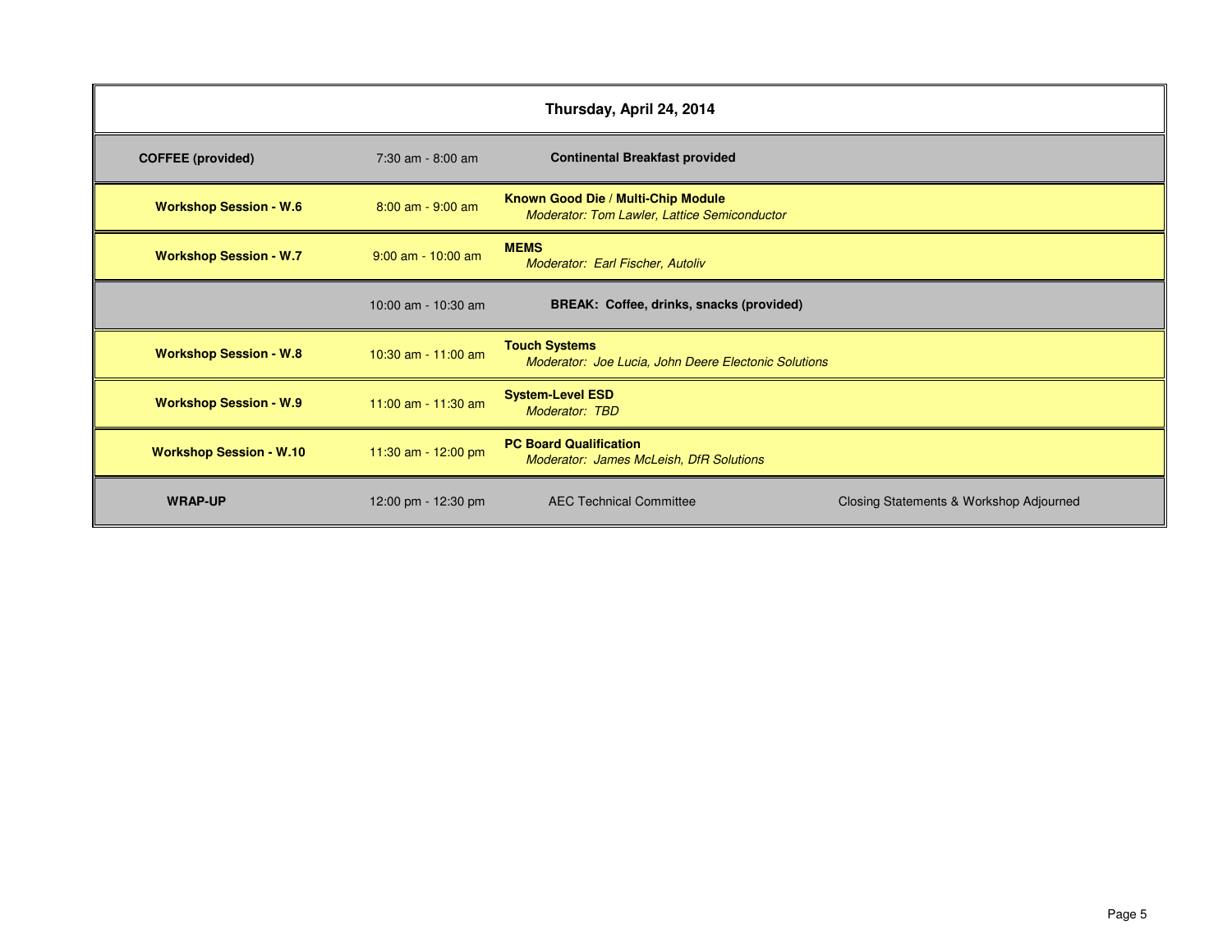| Thursday, April 24, 2014 | | | |
|---|---|---|---|
| **COFFEE (provided)** | 7:30 am - 8:00 am | **Continental Breakfast provided** | |
| **Workshop Session - W.6** | 8:00 am - 9:00 am | **Known Good Die / Multi-Chip Module**<br>*Moderator: Tom Lawler, Lattice Semiconductor* | |
| **Workshop Session - W.7** | 9:00 am - 10:00 am | **MEMS**<br>*Moderator: Earl Fischer, Autoliv* | |
| | 10:00 am - 10:30 am | **BREAK: Coffee, drinks, snacks (provided)** | |
| **Workshop Session - W.8** | 10:30 am - 11:00 am | **Touch Systems**<br>*Moderator: Joe Lucia, John Deere Electonic Solutions* | |
| **Workshop Session - W.9** | 11:00 am - 11:30 am | **System-Level ESD**<br>*Moderator: TBD* | |
| **Workshop Session - W.10** | 11:30 am - 12:00 pm | **PC Board Qualification**<br>*Moderator: James McLeish, DfR Solutions* | |
| **WRAP-UP** | 12:00 pm - 12:30 pm | AEC Technical Committee | Closing Statements & Workshop Adjourned |